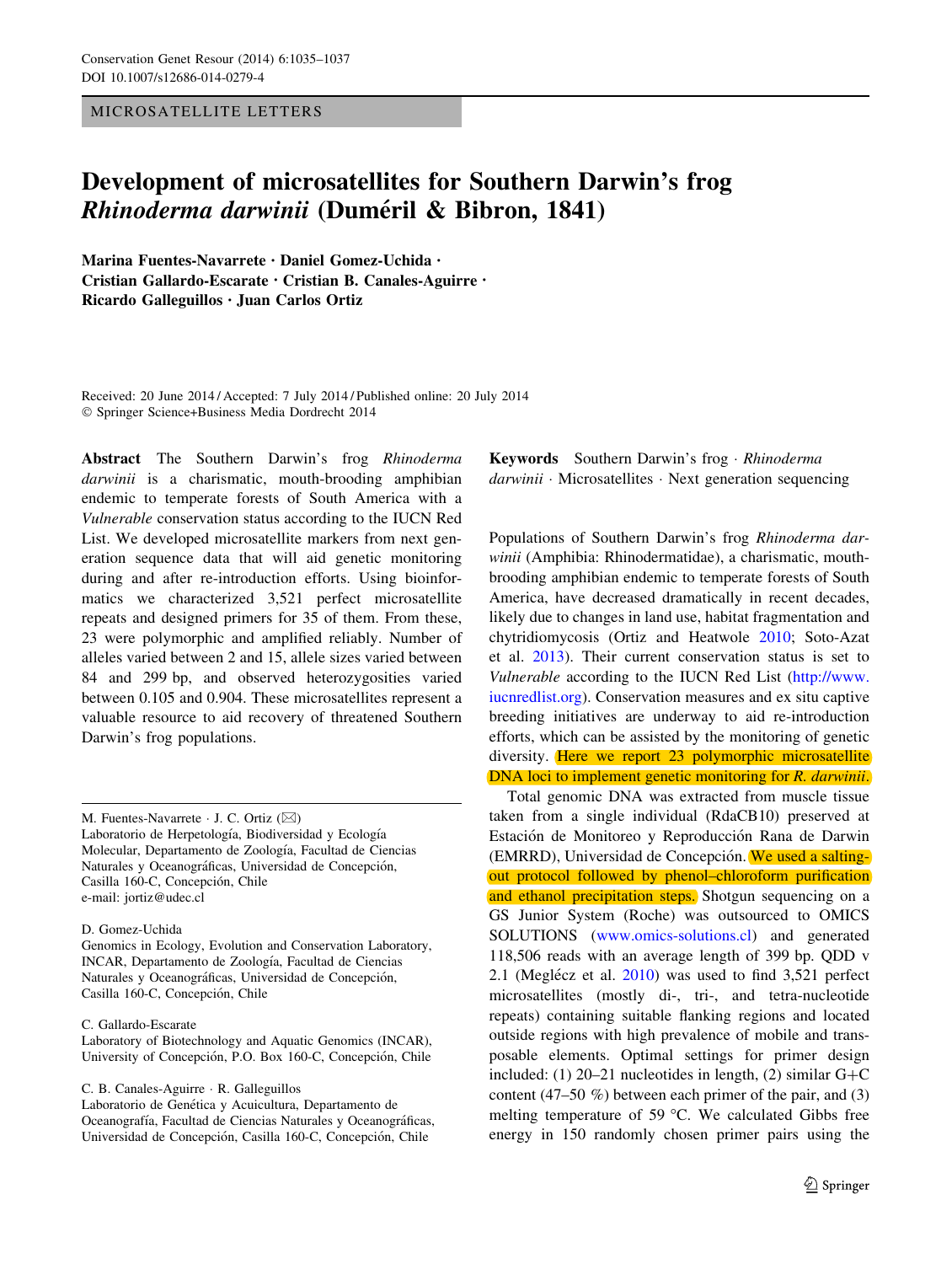MICROSATELLITE LETTERS

# Development of microsatellites for Southern Darwin's frog *Rhinoderma darwinii* (Duméril & Bibron, 1841)

**Marina Fuentes-Navarrete · Daniel Gomez-Uchida · Cristian Gallardo-Escarate · Cristian B. Canales-Aguirre · Ricardo Galleguillos · Juan Carlos Ortiz**

Received: 20 June 2014 / Accepted: 7 July 2014 / Published online: 20 July 2014
© Springer Science+Business Media Dordrecht 2014

**Abstract** The Southern Darwin's frog *Rhinoderma darwinii* is a charismatic, mouth-brooding amphibian endemic to temperate forests of South America with a *Vulnerable* conservation status according to the IUCN Red List. We developed microsatellite markers from next generation sequence data that will aid genetic monitoring during and after re-introduction efforts. Using bioinformatics we characterized 3,521 perfect microsatellite repeats and designed primers for 35 of them. From these, 23 were polymorphic and amplified reliably. Number of alleles varied between 2 and 15, allele sizes varied between 84 and 299 bp, and observed heterozygosities varied between 0.105 and 0.904. These microsatellites represent a valuable resource to aid recovery of threatened Southern Darwin's frog populations.

**Keywords** Southern Darwin's frog · *Rhinoderma darwinii* · Microsatellites · Next generation sequencing

M. Fuentes-Navarrete · J. C. Ortiz (✉)
Laboratorio de Herpetología, Biodiversidad y Ecología Molecular, Departamento de Zoología, Facultad de Ciencias Naturales y Oceanográficas, Universidad de Concepción, Casilla 160-C, Concepción, Chile
e-mail: jortiz@udec.cl

D. Gomez-Uchida
Genomics in Ecology, Evolution and Conservation Laboratory, INCAR, Departamento de Zoología, Facultad de Ciencias Naturales y Oceanográficas, Universidad de Concepción, Casilla 160-C, Concepción, Chile

C. Gallardo-Escarate
Laboratory of Biotechnology and Aquatic Genomics (INCAR), University of Concepción, P.O. Box 160-C, Concepción, Chile

C. B. Canales-Aguirre · R. Galleguillos
Laboratorio de Genética y Acuicultura, Departamento de Oceanografía, Facultad de Ciencias Naturales y Oceanográficas, Universidad de Concepción, Casilla 160-C, Concepción, Chile

Populations of Southern Darwin's frog *Rhinoderma darwinii* (Amphibia: Rhinodermatidae), a charismatic, mouth-brooding amphibian endemic to temperate forests of South America, have decreased dramatically in recent decades, likely due to changes in land use, habitat fragmentation and chytridiomycosis (Ortiz and Heatwole 2010; Soto-Azat et al. 2013). Their current conservation status is set to *Vulnerable* according to the IUCN Red List (http://www.iucnredlist.org). Conservation measures and ex situ captive breeding initiatives are underway to aid re-introduction efforts, which can be assisted by the monitoring of genetic diversity. Here we report 23 polymorphic microsatellite DNA loci to implement genetic monitoring for *R. darwinii*.

Total genomic DNA was extracted from muscle tissue taken from a single individual (RdaCB10) preserved at Estación de Monitoreo y Reproducción Rana de Darwin (EMRRD), Universidad de Concepción. We used a salting-out protocol followed by phenol–chloroform purification and ethanol precipitation steps. Shotgun sequencing on a GS Junior System (Roche) was outsourced to OMICS SOLUTIONS (www.omics-solutions.cl) and generated 118,506 reads with an average length of 399 bp. QDD v 2.1 (Meglécz et al. 2010) was used to find 3,521 perfect microsatellites (mostly di-, tri-, and tetra-nucleotide repeats) containing suitable flanking regions and located outside regions with high prevalence of mobile and transposable elements. Optimal settings for primer design included: (1) 20–21 nucleotides in length, (2) similar G+C content (47–50 %) between each primer of the pair, and (3) melting temperature of 59 °C. We calculated Gibbs free energy in 150 randomly chosen primer pairs using the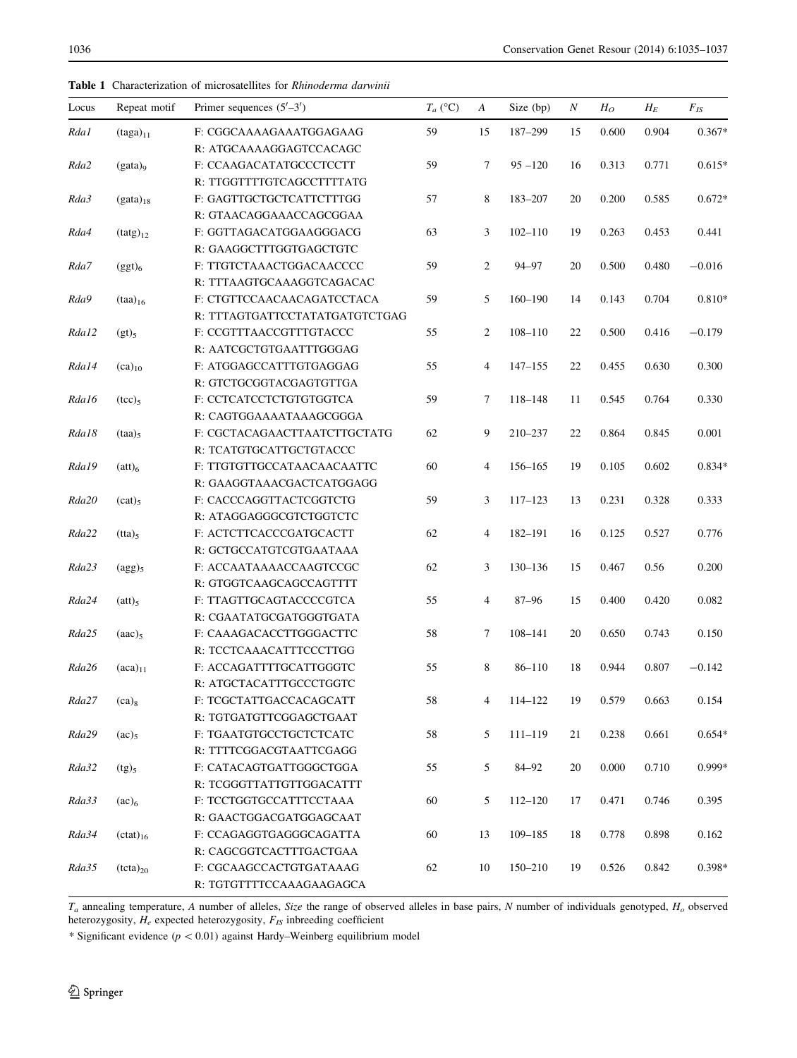**Table 1** Characterization of microsatellites for *Rhinoderma darwinii*

| Locus | Repeat motif | Primer sequences (5′–3′) | $T_a$ (°C) | $A$ | Size (bp) | $N$ | $H_O$ | $H_E$ | $F_{IS}$ |
|---|---|---|---|---|---|---|---|---|---|
| *Rda1* | $(taga)_{11}$ | F: CGGCAAAAGAAATGGAGAAG<br>R: ATGCAAAAGGAGTCCACAGC | 59 | 15 | 187–299 | 15 | 0.600 | 0.904 | 0.367* |
| *Rda2* | $(gata)_9$ | F: CCAAGACATATGCCCTCCTT<br>R: TTGGTTTTGTCAGCCTTTTATG | 59 | 7 | 95 –120 | 16 | 0.313 | 0.771 | 0.615* |
| *Rda3* | $(gata)_{18}$ | F: GAGTTGCTGCTCATTCTTTGG<br>R: GTAACAGGAAACCAGCGGAA | 57 | 8 | 183–207 | 20 | 0.200 | 0.585 | 0.672* |
| *Rda4* | $(tatg)_{12}$ | F: GGTTAGACATGGAAGGGACG<br>R: GAAGGCTTTGGTGAGCTGTC | 63 | 3 | 102–110 | 19 | 0.263 | 0.453 | 0.441 |
| *Rda7* | $(ggt)_6$ | F: TTGTCTAAACTGGACAACCCC<br>R: TTTAAGTGCAAAGGTCAGACAC | 59 | 2 | 94–97 | 20 | 0.500 | 0.480 | −0.016 |
| *Rda9* | $(taa)_{16}$ | F: CTGTTCCAACAACAGATCCTACA<br>R: TTTAGTGATTCCTATATGATGTCTGAG | 59 | 5 | 160–190 | 14 | 0.143 | 0.704 | 0.810* |
| *Rda12* | $(gt)_5$ | F: CCGTTTAACCGTTTGTACCC<br>R: AATCGCTGTGAATTTGGGAG | 55 | 2 | 108–110 | 22 | 0.500 | 0.416 | −0.179 |
| *Rda14* | $(ca)_{10}$ | F: ATGGAGCCATTTGTGAGGAG<br>R: GTCTGCGGTACGAGTGTTGA | 55 | 4 | 147–155 | 22 | 0.455 | 0.630 | 0.300 |
| *Rda16* | $(tcc)_5$ | F: CCTCATCCTCTGTGTGGTCA<br>R: CAGTGGAAAATAAAGCGGGA | 59 | 7 | 118–148 | 11 | 0.545 | 0.764 | 0.330 |
| *Rda18* | $(taa)_5$ | F: CGCTACAGAACTTAATCTTGCTATG<br>R: TCATGTGCATTGCTGTACCC | 62 | 9 | 210–237 | 22 | 0.864 | 0.845 | 0.001 |
| *Rda19* | $(att)_6$ | F: TTGTGTTGCCATAACAACAATTC<br>R: GAAGGTAAACGACTCATGGAGG | 60 | 4 | 156–165 | 19 | 0.105 | 0.602 | 0.834* |
| *Rda20* | $(cat)_5$ | F: CACCCAGGTTACTCGGTCTG<br>R: ATAGGAGGGCGTCTGGTCTC | 59 | 3 | 117–123 | 13 | 0.231 | 0.328 | 0.333 |
| *Rda22* | $(tta)_5$ | F: ACTCTTCACCCGATGCACTT<br>R: GCTGCCATGTCGTGAATAAA | 62 | 4 | 182–191 | 16 | 0.125 | 0.527 | 0.776 |
| *Rda23* | $(agg)_5$ | F: ACCAATAAAACCAAGTCCGC<br>R: GTGGTCAAGCAGCCAGTTTT | 62 | 3 | 130–136 | 15 | 0.467 | 0.56 | 0.200 |
| *Rda24* | $(att)_5$ | F: TTAGTTGCAGTACCCCGTCA<br>R: CGAATATGCGATGGGTGATA | 55 | 4 | 87–96 | 15 | 0.400 | 0.420 | 0.082 |
| *Rda25* | $(aac)_5$ | F: CAAAGACACCTTGGGACTTC<br>R: TCCTCAAACATTTCCCTTGG | 58 | 7 | 108–141 | 20 | 0.650 | 0.743 | 0.150 |
| *Rda26* | $(aca)_{11}$ | F: ACCAGATTTTGCATTGGGTC<br>R: ATGCTACATTTGCCCTGGTC | 55 | 8 | 86–110 | 18 | 0.944 | 0.807 | −0.142 |
| *Rda27* | $(ca)_8$ | F: TCGCTATTGACCACAGCATT<br>R: TGTGATGTTCGGAGCTGAAT | 58 | 4 | 114–122 | 19 | 0.579 | 0.663 | 0.154 |
| *Rda29* | $(ac)_5$ | F: TGAATGTGCCTGCTCTCATC<br>R: TTTTCGGACGTAATTCGAGG | 58 | 5 | 111–119 | 21 | 0.238 | 0.661 | 0.654* |
| *Rda32* | $(tg)_5$ | F: CATACAGTGATTGGGCTGGA<br>R: TCGGGTTATTGTTGGACATTT | 55 | 5 | 84–92 | 20 | 0.000 | 0.710 | 0.999* |
| *Rda33* | $(ac)_6$ | F: TCCTGGTGCCATTTCCTAAA<br>R: GAACTGGACGATGGAGCAAT | 60 | 5 | 112–120 | 17 | 0.471 | 0.746 | 0.395 |
| *Rda34* | $(ctat)_{16}$ | F: CCAGAGGTGAGGGCAGATTA<br>R: CAGCGGTCACTTTGACTGAA | 60 | 13 | 109–185 | 18 | 0.778 | 0.898 | 0.162 |
| *Rda35* | $(tcta)_{20}$ | F: CGCAAGCCACTGTGATAAAG<br>R: TGTGTTTTCCAAAGAAGAGCA | 62 | 10 | 150–210 | 19 | 0.526 | 0.842 | 0.398* |

$T_a$ annealing temperature, $A$ number of alleles, *Size* the range of observed alleles in base pairs, $N$ number of individuals genotyped, $H_o$ observed heterozygosity, $H_e$ expected heterozygosity, $F_{IS}$ inbreeding coefficient

\* Significant evidence ($p < 0.01$) against Hardy–Weinberg equilibrium model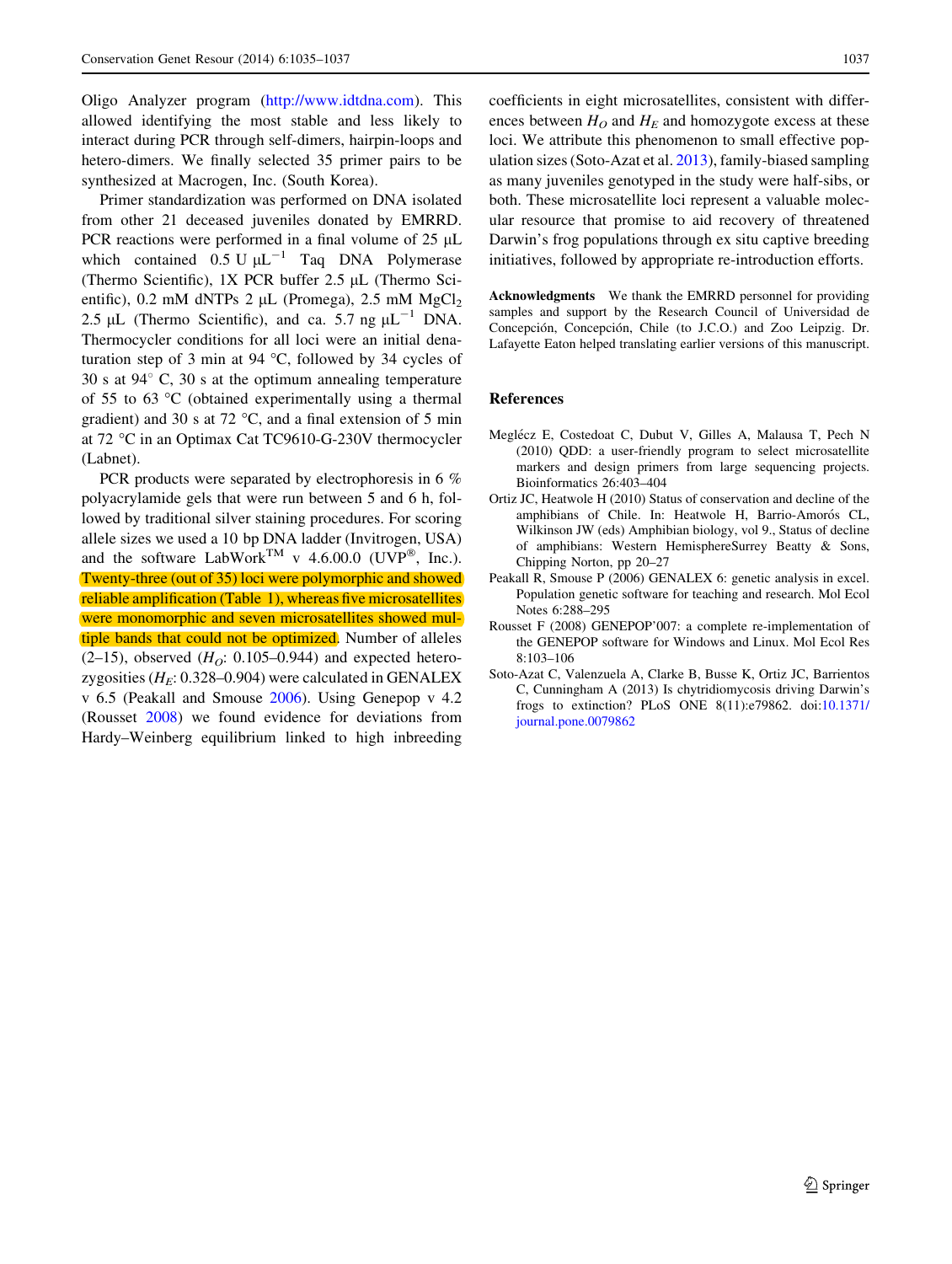Oligo Analyzer program (http://www.idtdna.com). This allowed identifying the most stable and less likely to interact during PCR through self-dimers, hairpin-loops and hetero-dimers. We finally selected 35 primer pairs to be synthesized at Macrogen, Inc. (South Korea).

Primer standardization was performed on DNA isolated from other 21 deceased juveniles donated by EMRRD. PCR reactions were performed in a final volume of 25 µL which contained 0.5 U $\mu L^{-1}$ Taq DNA Polymerase (Thermo Scientific), 1X PCR buffer 2.5 µL (Thermo Scientific), 0.2 mM dNTPs 2 µL (Promega), 2.5 mM $MgCl_2$ 2.5 µL (Thermo Scientific), and ca. 5.7 ng $\mu L^{-1}$ DNA. Thermocycler conditions for all loci were an initial denaturation step of 3 min at 94 °C, followed by 34 cycles of 30 s at 94° C, 30 s at the optimum annealing temperature of 55 to 63 °C (obtained experimentally using a thermal gradient) and 30 s at 72 °C, and a final extension of 5 min at 72 °C in an Optimax Cat TC9610-G-230V thermocycler (Labnet).

PCR products were separated by electrophoresis in 6 % polyacrylamide gels that were run between 5 and 6 h, followed by traditional silver staining procedures. For scoring allele sizes we used a 10 bp DNA ladder (Invitrogen, USA) and the software LabWork™ v 4.6.00.0 (UVP®, Inc.). Twenty-three (out of 35) loci were polymorphic and showed reliable amplification (Table 1), whereas five microsatellites were monomorphic and seven microsatellites showed multiple bands that could not be optimized. Number of alleles (2–15), observed ($H_O$: 0.105–0.944) and expected heterozygosities ($H_E$: 0.328–0.904) were calculated in GENALEX v 6.5 (Peakall and Smouse 2006). Using Genepop v 4.2 (Rousset 2008) we found evidence for deviations from Hardy–Weinberg equilibrium linked to high inbreeding coefficients in eight microsatellites, consistent with differences between $H_O$ and $H_E$ and homozygote excess at these loci. We attribute this phenomenon to small effective population sizes (Soto-Azat et al. 2013), family-biased sampling as many juveniles genotyped in the study were half-sibs, or both. These microsatellite loci represent a valuable molecular resource that promise to aid recovery of threatened Darwin's frog populations through ex situ captive breeding initiatives, followed by appropriate re-introduction efforts.

**Acknowledgments** We thank the EMRRD personnel for providing samples and support by the Research Council of Universidad de Concepción, Concepción, Chile (to J.C.O.) and Zoo Leipzig. Dr. Lafayette Eaton helped translating earlier versions of this manuscript.

## References

Meglécz E, Costedoat C, Dubut V, Gilles A, Malausa T, Pech N (2010) QDD: a user-friendly program to select microsatellite markers and design primers from large sequencing projects. Bioinformatics 26:403–404

Ortiz JC, Heatwole H (2010) Status of conservation and decline of the amphibians of Chile. In: Heatwole H, Barrio-Amorós CL, Wilkinson JW (eds) Amphibian biology, vol 9., Status of decline of amphibians: Western HemisphereSurrey Beatty & Sons, Chipping Norton, pp 20–27

Peakall R, Smouse P (2006) GENALEX 6: genetic analysis in excel. Population genetic software for teaching and research. Mol Ecol Notes 6:288–295

Rousset F (2008) GENEPOP'007: a complete re-implementation of the GENEPOP software for Windows and Linux. Mol Ecol Res 8:103–106

Soto-Azat C, Valenzuela A, Clarke B, Busse K, Ortiz JC, Barrientos C, Cunningham A (2013) Is chytridiomycosis driving Darwin's frogs to extinction? PLoS ONE 8(11):e79862. doi:10.1371/journal.pone.0079862